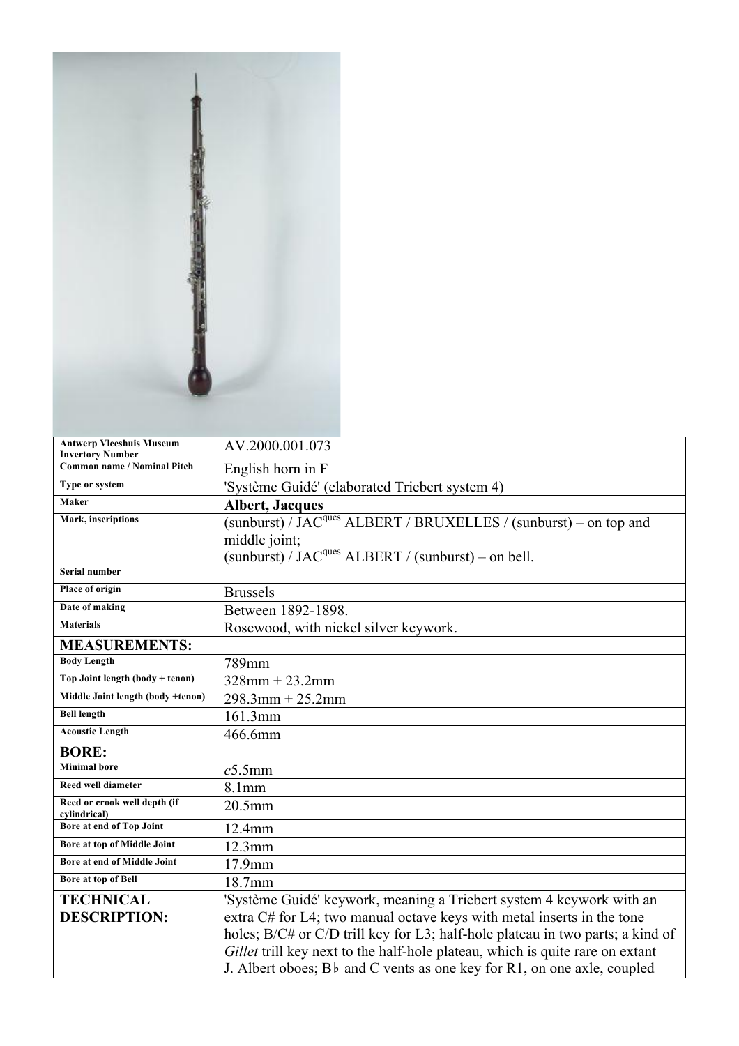| Antwerp Vleeshuis Museum Invertory Number | AV.2000.001.073 |
|---|---|
| Common name / Nominal Pitch | English horn in F |
| Type or system | 'Système Guidé' (elaborated Triebert system 4) |
| Maker | **Albert, Jacques** |
| Mark, inscriptions | (sunburst) / JAC$^{ques}$ ALBERT / BRUXELLES / (sunburst) – on top and middle joint; (sunburst) / JAC$^{ques}$ ALBERT / (sunburst) – on bell. |
| Serial number | |
| Place of origin | Brussels |
| Date of making | Between 1892-1898. |
| Materials | Rosewood, with nickel silver keywork. |
| **MEASUREMENTS:** | |
| Body Length | 789mm |
| Top Joint length (body + tenon) | 328mm + 23.2mm |
| Middle Joint length (body +tenon) | 298.3mm + 25.2mm |
| Bell length | 161.3mm |
| Acoustic Length | 466.6mm |
| **BORE:** | |
| Minimal bore | *c*5.5mm |
| Reed well diameter | 8.1mm |
| Reed or crook well depth (if cylindrical) | 20.5mm |
| Bore at end of Top Joint | 12.4mm |
| Bore at top of Middle Joint | 12.3mm |
| Bore at end of Middle Joint | 17.9mm |
| Bore at top of Bell | 18.7mm |
| **TECHNICAL DESCRIPTION:** | 'Système Guidé' keywork, meaning a Triebert system 4 keywork with an extra C# for L4; two manual octave keys with metal inserts in the tone holes; B/C# or C/D trill key for L3; half-hole plateau in two parts; a kind of *Gillet* trill key next to the half-hole plateau, which is quite rare on extant J. Albert oboes; B♭ and C vents as one key for R1, on one axle, coupled |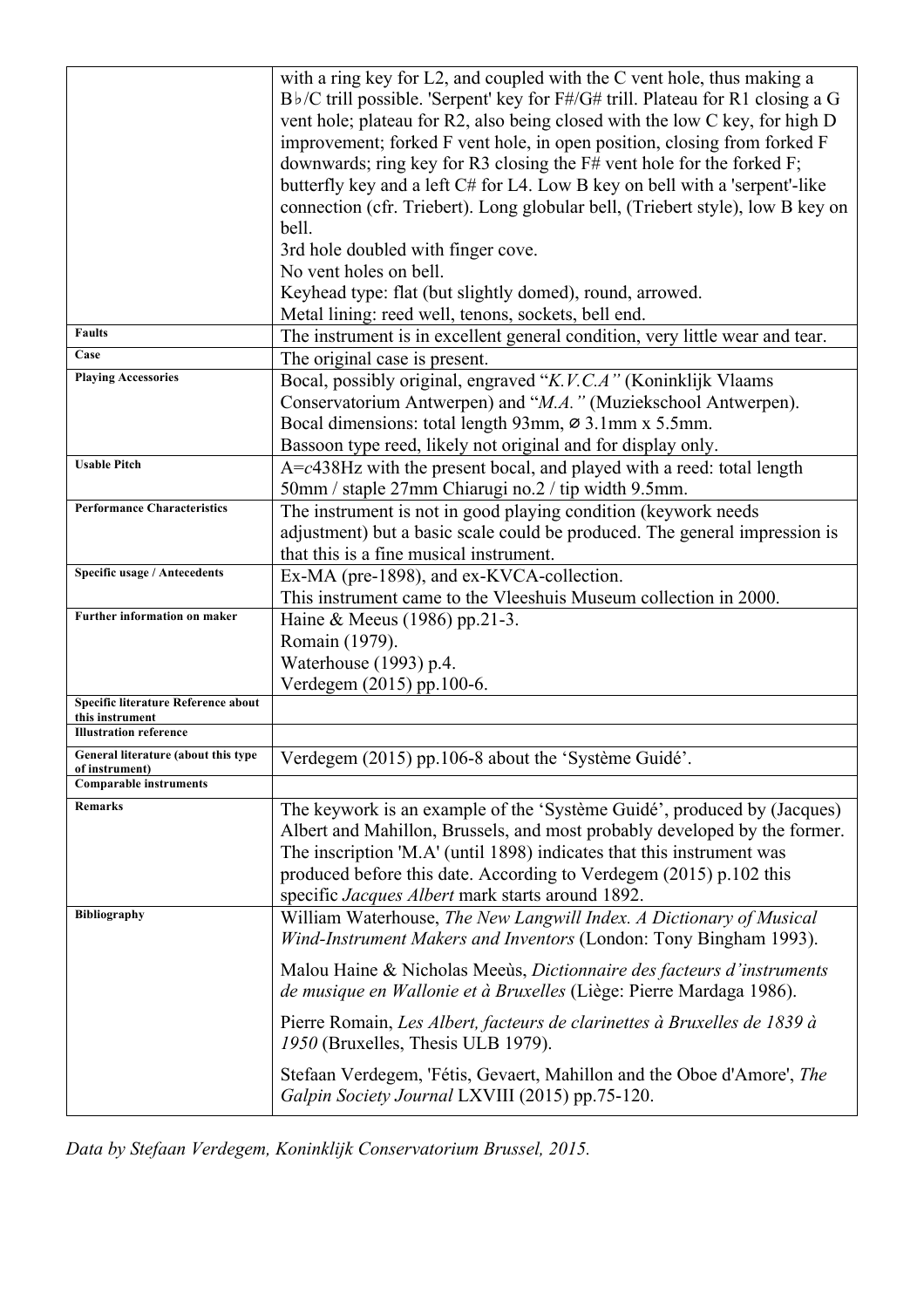| | |
|---|---|
| | with a ring key for L2, and coupled with the C vent hole, thus making a B♭/C trill possible. 'Serpent' key for F#/G# trill. Plateau for R1 closing a G vent hole; plateau for R2, also being closed with the low C key, for high D improvement; forked F vent hole, in open position, closing from forked F downwards; ring key for R3 closing the F# vent hole for the forked F; butterfly key and a left C# for L4. Low B key on bell with a 'serpent'-like connection (cfr. Triebert). Long globular bell, (Triebert style), low B key on bell.<br>3rd hole doubled with finger cove.<br>No vent holes on bell.<br>Keyhead type: flat (but slightly domed), round, arrowed.<br>Metal lining: reed well, tenons, sockets, bell end. |
| **Faults** | The instrument is in excellent general condition, very little wear and tear. |
| **Case** | The original case is present. |
| **Playing Accessories** | Bocal, possibly original, engraved "*K.V.C.A"* (Koninklijk Vlaams Conservatorium Antwerpen) and "*M.A."* (Muziekschool Antwerpen).<br>Bocal dimensions: total length 93mm, ⌀ 3.1mm x 5.5mm.<br>Bassoon type reed, likely not original and for display only. |
| **Usable Pitch** | A=*c*438Hz with the present bocal, and played with a reed: total length 50mm / staple 27mm Chiarugi no.2 / tip width 9.5mm. |
| **Performance Characteristics** | The instrument is not in good playing condition (keywork needs adjustment) but a basic scale could be produced. The general impression is that this is a fine musical instrument. |
| **Specific usage / Antecedents** | Ex-MA (pre-1898), and ex-KVCA-collection.<br>This instrument came to the Vleeshuis Museum collection in 2000. |
| **Further information on maker** | Haine & Meeus (1986) pp.21-3.<br>Romain (1979).<br>Waterhouse (1993) p.4.<br>Verdegem (2015) pp.100-6. |
| **Specific literature Reference about this instrument** | |
| **Illustration reference** | |
| **General literature (about this type of instrument)** | Verdegem (2015) pp.106-8 about the 'Système Guidé'. |
| **Comparable instruments** | |
| **Remarks** | The keywork is an example of the 'Système Guidé', produced by (Jacques) Albert and Mahillon, Brussels, and most probably developed by the former. The inscription 'M.A' (until 1898) indicates that this instrument was produced before this date. According to Verdegem (2015) p.102 this specific *Jacques Albert* mark starts around 1892. |
| **Bibliography** | William Waterhouse, *The New Langwill Index. A Dictionary of Musical Wind-Instrument Makers and Inventors* (London: Tony Bingham 1993).<br><br>Malou Haine & Nicholas Meeùs, *Dictionnaire des facteurs d'instruments de musique en Wallonie et à Bruxelles* (Liège: Pierre Mardaga 1986).<br><br>Pierre Romain, *Les Albert, facteurs de clarinettes à Bruxelles de 1839 à 1950* (Bruxelles, Thesis ULB 1979).<br><br>Stefaan Verdegem, 'Fétis, Gevaert, Mahillon and the Oboe d'Amore', *The Galpin Society Journal* LXVIII (2015) pp.75-120. |

*Data by Stefaan Verdegem, Koninklijk Conservatorium Brussel, 2015.*